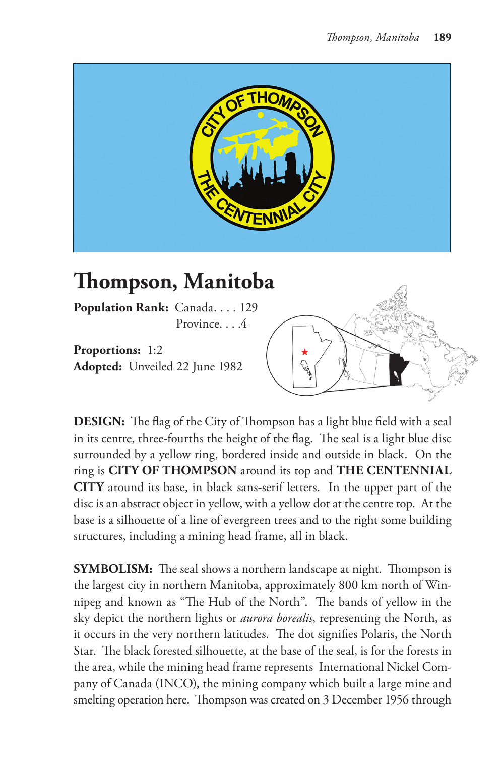# Thompson, Manitoba

**Population Rank:** Canada. . . . 129
Province. . . .4

**Proportions:** 1:2
**Adopted:** Unveiled 22 June 1982

**DESIGN:** The flag of the City of Thompson has a light blue field with a seal in its centre, three-fourths the height of the flag. The seal is a light blue disc surrounded by a yellow ring, bordered inside and outside in black. On the ring is **CITY OF THOMPSON** around its top and **THE CENTENNIAL CITY** around its base, in black sans-serif letters. In the upper part of the disc is an abstract object in yellow, with a yellow dot at the centre top. At the base is a silhouette of a line of evergreen trees and to the right some building structures, including a mining head frame, all in black.

**SYMBOLISM:** The seal shows a northern landscape at night. Thompson is the largest city in northern Manitoba, approximately 800 km north of Winnipeg and known as "The Hub of the North". The bands of yellow in the sky depict the northern lights or *aurora borealis*, representing the North, as it occurs in the very northern latitudes. The dot signifies Polaris, the North Star. The black forested silhouette, at the base of the seal, is for the forests in the area, while the mining head frame represents International Nickel Company of Canada (INCO), the mining company which built a large mine and smelting operation here. Thompson was created on 3 December 1956 through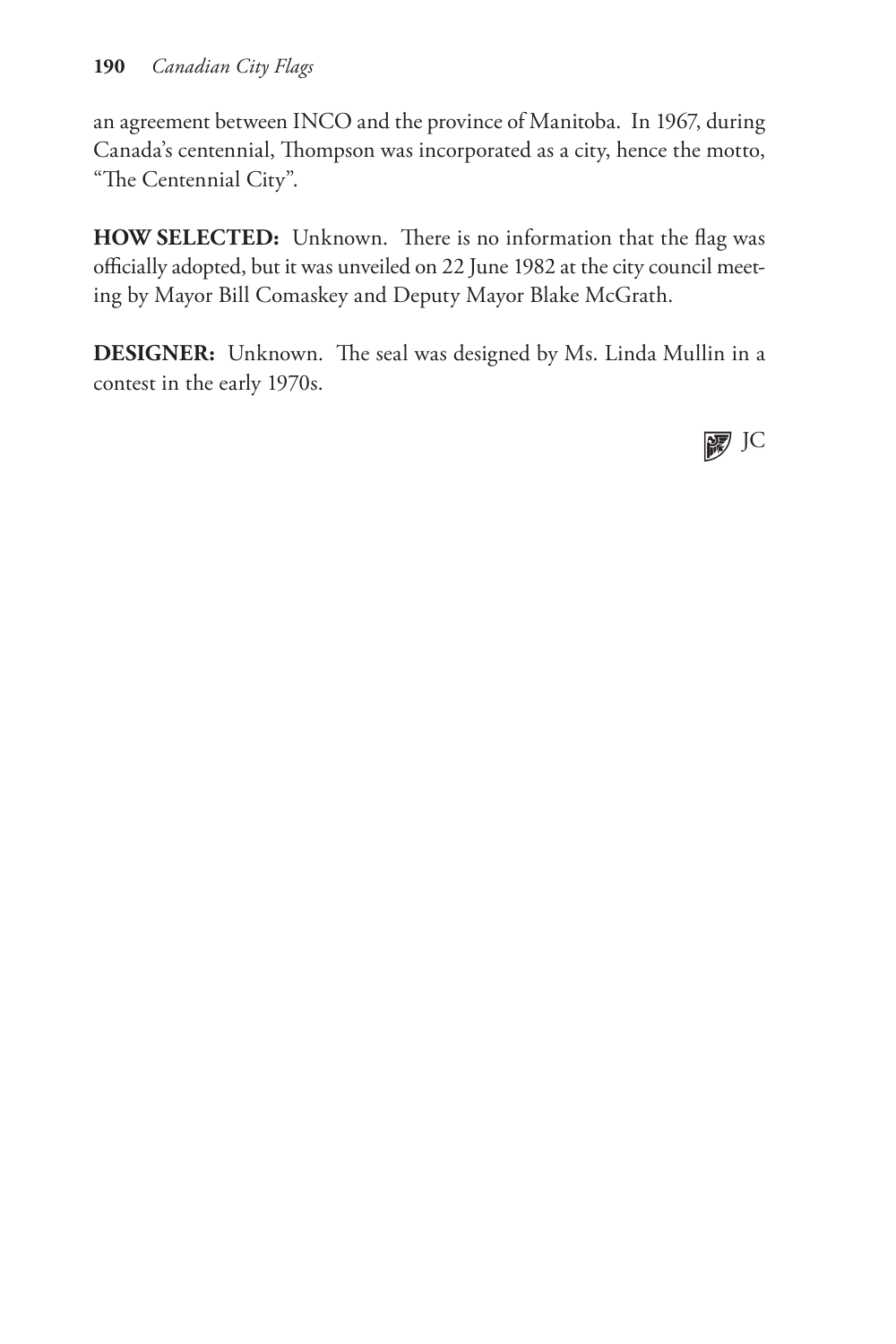an agreement between INCO and the province of Manitoba. In 1967, during Canada's centennial, Thompson was incorporated as a city, hence the motto, "The Centennial City".

**HOW SELECTED:** Unknown. There is no information that the flag was officially adopted, but it was unveiled on 22 June 1982 at the city council meeting by Mayor Bill Comaskey and Deputy Mayor Blake McGrath.

**DESIGNER:** Unknown. The seal was designed by Ms. Linda Mullin in a contest in the early 1970s.

JC